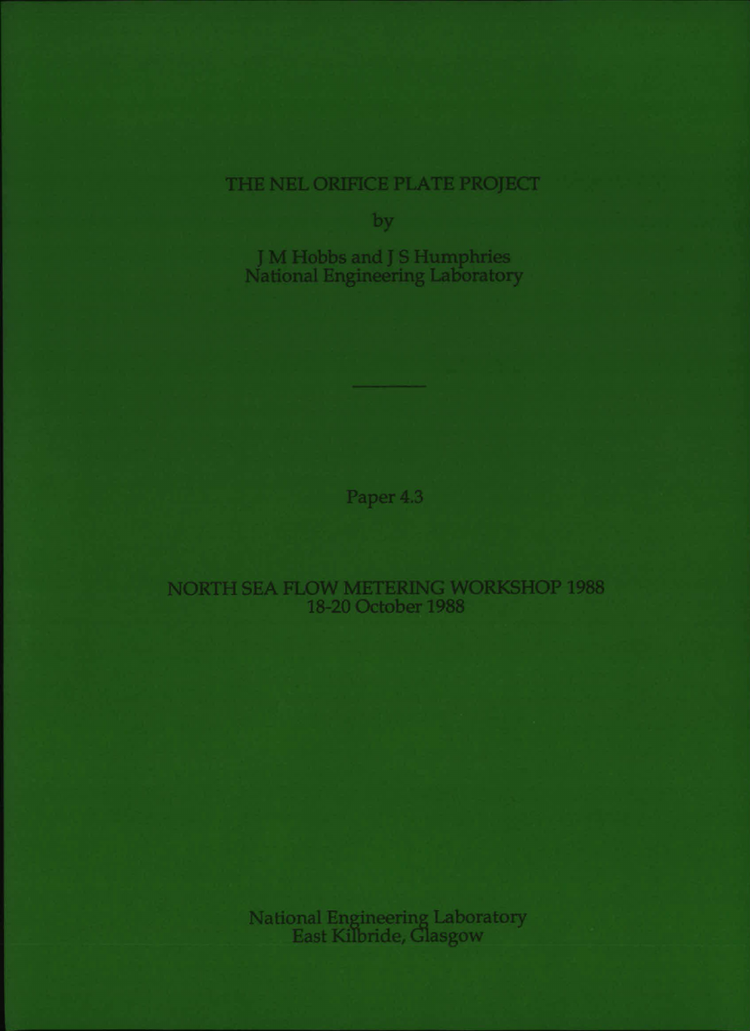# THE NEL ORIFICE PLATE PROJECT

by

J M Hobbs and J S Humphries
National Engineering Laboratory

---

Paper 4.3

NORTH SEA FLOW METERING WORKSHOP 1988
18-20 October 1988

National Engineering Laboratory
East Kilbride, Glasgow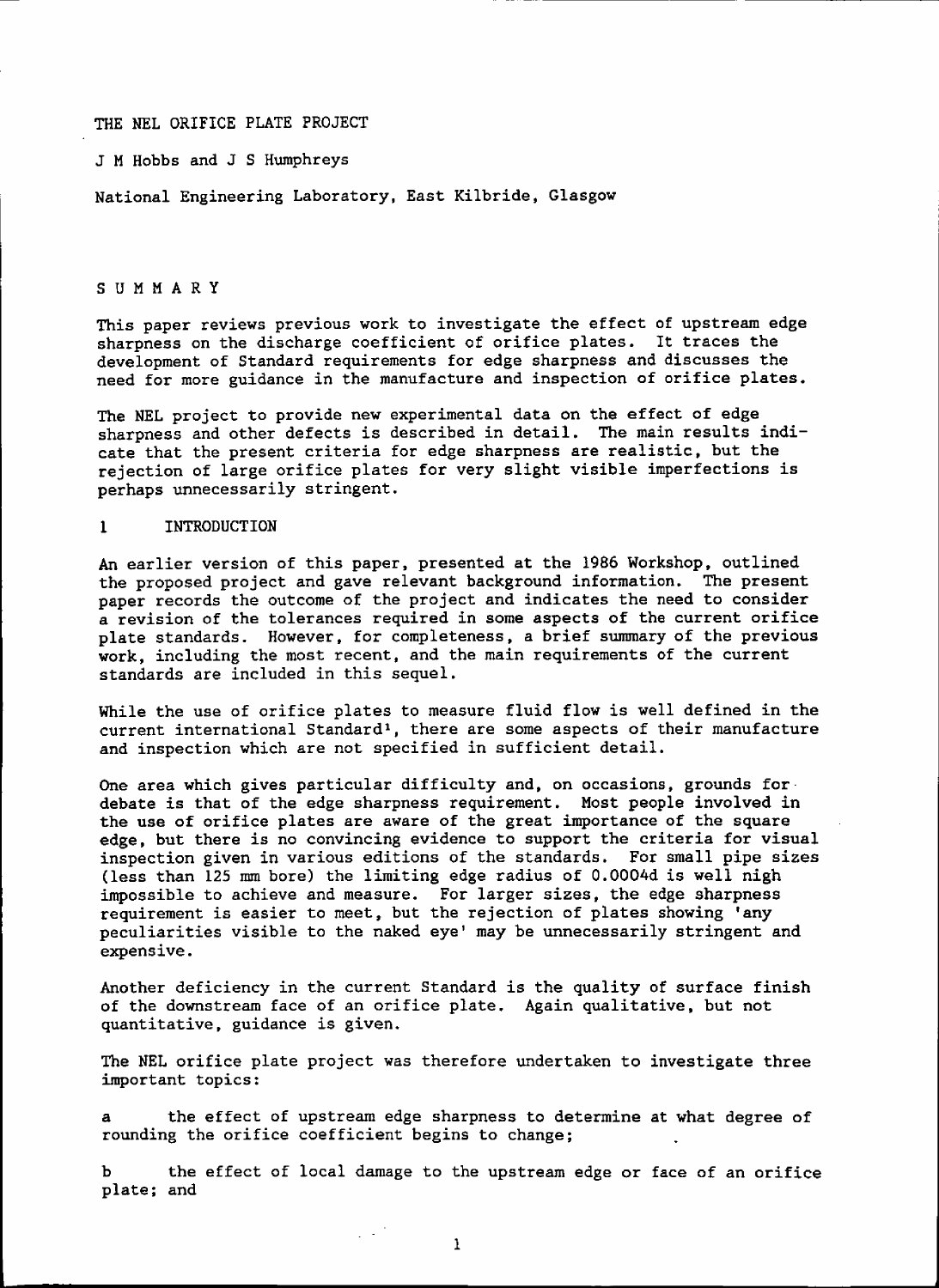# THE NEL ORIFICE PLATE PROJECT

J M Hobbs and J S Humphreys

National Engineering Laboratory, East Kilbride, Glasgow

## SUMMARY

This paper reviews previous work to investigate the effect of upstream edge sharpness on the discharge coefficient of orifice plates. It traces the development of Standard requirements for edge sharpness and discusses the need for more guidance in the manufacture and inspection of orifice plates.

The NEL project to provide new experimental data on the effect of edge sharpness and other defects is described in detail. The main results indicate that the present criteria for edge sharpness are realistic, but the rejection of large orifice plates for very slight visible imperfections is perhaps unnecessarily stringent.

## 1 INTRODUCTION

An earlier version of this paper, presented at the 1986 Workshop, outlined the proposed project and gave relevant background information. The present paper records the outcome of the project and indicates the need to consider a revision of the tolerances required in some aspects of the current orifice plate standards. However, for completeness, a brief summary of the previous work, including the most recent, and the main requirements of the current standards are included in this sequel.

While the use of orifice plates to measure fluid flow is well defined in the current international Standard[1], there are some aspects of their manufacture and inspection which are not specified in sufficient detail.

One area which gives particular difficulty and, on occasions, grounds for debate is that of the edge sharpness requirement. Most people involved in the use of orifice plates are aware of the great importance of the square edge, but there is no convincing evidence to support the criteria for visual inspection given in various editions of the standards. For small pipe sizes (less than 125 mm bore) the limiting edge radius of 0.0004d is well nigh impossible to achieve and measure. For larger sizes, the edge sharpness requirement is easier to meet, but the rejection of plates showing 'any peculiarities visible to the naked eye' may be unnecessarily stringent and expensive.

Another deficiency in the current Standard is the quality of surface finish of the downstream face of an orifice plate. Again qualitative, but not quantitative, guidance is given.

The NEL orifice plate project was therefore undertaken to investigate three important topics:

a the effect of upstream edge sharpness to determine at what degree of rounding the orifice coefficient begins to change;

b the effect of local damage to the upstream edge or face of an orifice plate; and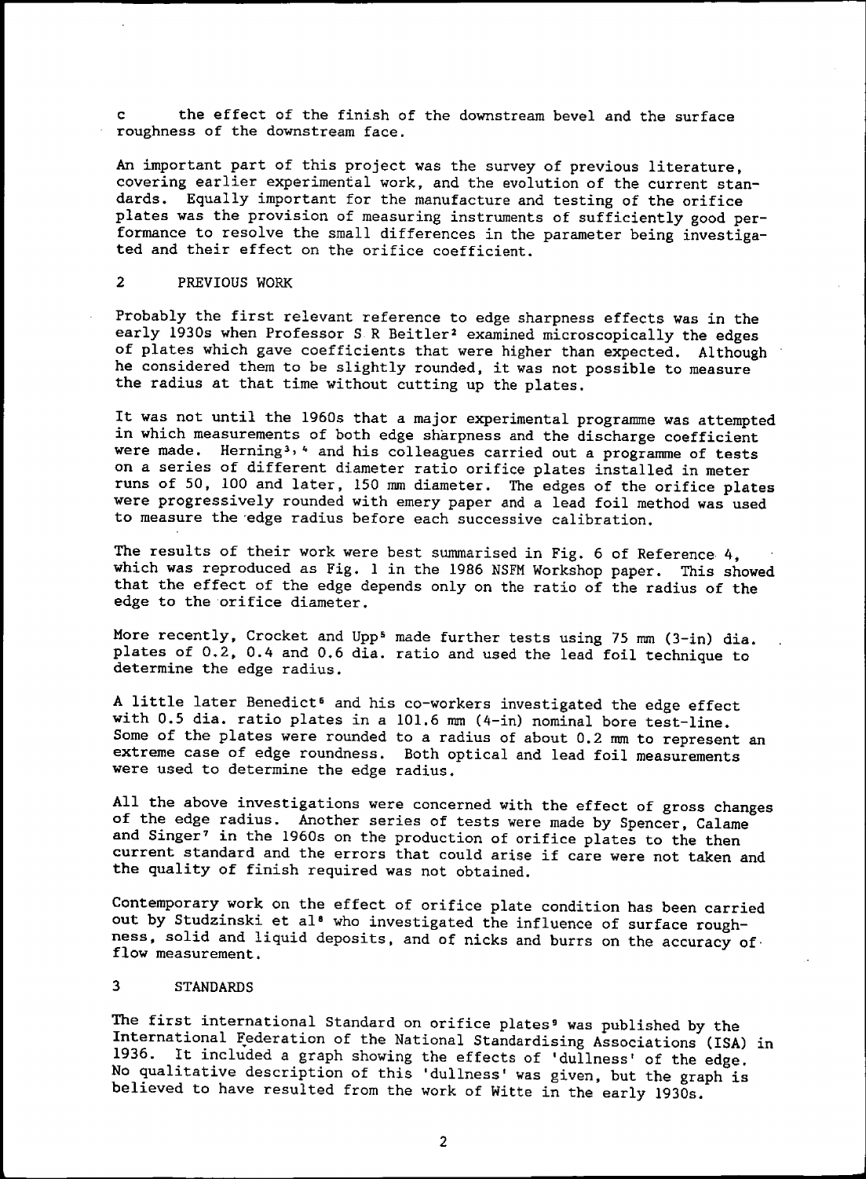c the effect of the finish of the downstream bevel and the surface roughness of the downstream face.

An important part of this project was the survey of previous literature, covering earlier experimental work, and the evolution of the current standards. Equally important for the manufacture and testing of the orifice plates was the provision of measuring instruments of sufficiently good performance to resolve the small differences in the parameter being investigated and their effect on the orifice coefficient.

## 2 PREVIOUS WORK

Probably the first relevant reference to edge sharpness effects was in the early 1930s when Professor S R Beitler[2] examined microscopically the edges of plates which gave coefficients that were higher than expected. Although he considered them to be slightly rounded, it was not possible to measure the radius at that time without cutting up the plates.

It was not until the 1960s that a major experimental programme was attempted in which measurements of both edge sharpness and the discharge coefficient were made. Herning[3,4] and his colleagues carried out a programme of tests on a series of different diameter ratio orifice plates installed in meter runs of 50, 100 and later, 150 mm diameter. The edges of the orifice plates were progressively rounded with emery paper and a lead foil method was used to measure the edge radius before each successive calibration.

The results of their work were best summarised in Fig. 6 of Reference 4, which was reproduced as Fig. 1 in the 1986 NSFM Workshop paper. This showed that the effect of the edge depends only on the ratio of the radius of the edge to the orifice diameter.

More recently, Crocket and Upp[5] made further tests using 75 mm (3-in) dia. plates of 0.2, 0.4 and 0.6 dia. ratio and used the lead foil technique to determine the edge radius.

A little later Benedict[6] and his co-workers investigated the edge effect with 0.5 dia. ratio plates in a 101.6 mm (4-in) nominal bore test-line. Some of the plates were rounded to a radius of about 0.2 mm to represent an extreme case of edge roundness. Both optical and lead foil measurements were used to determine the edge radius.

All the above investigations were concerned with the effect of gross changes of the edge radius. Another series of tests were made by Spencer, Calame and Singer[7] in the 1960s on the production of orifice plates to the then current standard and the errors that could arise if care were not taken and the quality of finish required was not obtained.

Contemporary work on the effect of orifice plate condition has been carried out by Studzinski et al[8] who investigated the influence of surface roughness, solid and liquid deposits, and of nicks and burrs on the accuracy of flow measurement.

## 3 STANDARDS

The first international Standard on orifice plates[9] was published by the International Federation of the National Standardising Associations (ISA) in 1936. It included a graph showing the effects of 'dullness' of the edge. No qualitative description of this 'dullness' was given, but the graph is believed to have resulted from the work of Witte in the early 1930s.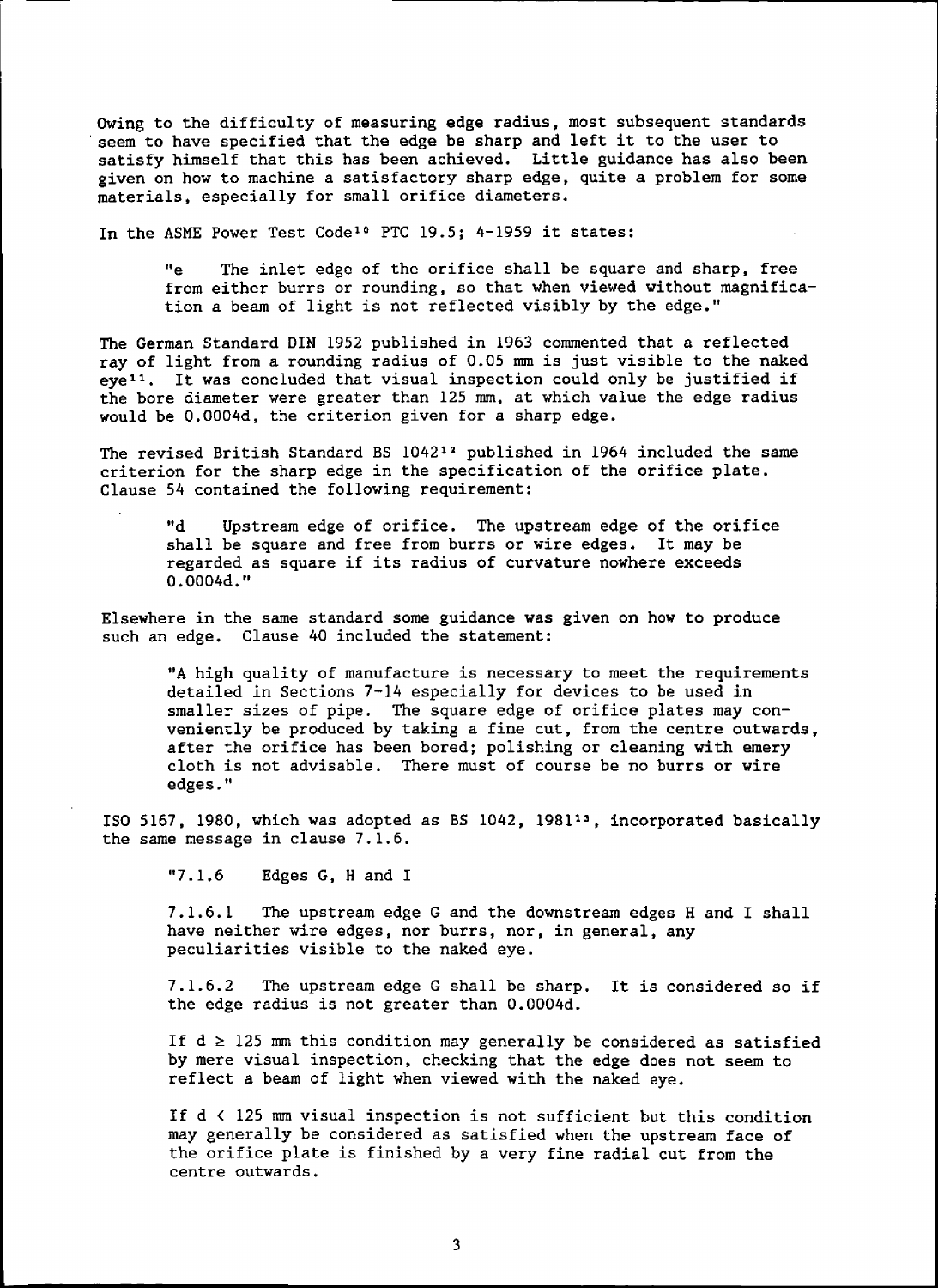Owing to the difficulty of measuring edge radius, most subsequent standards seem to have specified that the edge be sharp and left it to the user to satisfy himself that this has been achieved. Little guidance has also been given on how to machine a satisfactory sharp edge, quite a problem for some materials, especially for small orifice diameters.

In the ASME Power Test Code[10] PTC 19.5; 4-1959 it states:

> "e The inlet edge of the orifice shall be square and sharp, free from either burrs or rounding, so that when viewed without magnification a beam of light is not reflected visibly by the edge."

The German Standard DIN 1952 published in 1963 commented that a reflected ray of light from a rounding radius of 0.05 mm is just visible to the naked eye[11]. It was concluded that visual inspection could only be justified if the bore diameter were greater than 125 mm, at which value the edge radius would be 0.0004d, the criterion given for a sharp edge.

The revised British Standard BS 1042[12] published in 1964 included the same criterion for the sharp edge in the specification of the orifice plate. Clause 54 contained the following requirement:

> "d Upstream edge of orifice. The upstream edge of the orifice shall be square and free from burrs or wire edges. It may be regarded as square if its radius of curvature nowhere exceeds 0.0004d."

Elsewhere in the same standard some guidance was given on how to produce such an edge. Clause 40 included the statement:

> "A high quality of manufacture is necessary to meet the requirements detailed in Sections 7-14 especially for devices to be used in smaller sizes of pipe. The square edge of orifice plates may conveniently be produced by taking a fine cut, from the centre outwards, after the orifice has been bored; polishing or cleaning with emery cloth is not advisable. There must of course be no burrs or wire edges."

ISO 5167, 1980, which was adopted as BS 1042, 1981[13], incorporated basically the same message in clause 7.1.6.

> "7.1.6 Edges G, H and I
>
> 7.1.6.1 The upstream edge G and the downstream edges H and I shall have neither wire edges, nor burrs, nor, in general, any peculiarities visible to the naked eye.
>
> 7.1.6.2 The upstream edge G shall be sharp. It is considered so if the edge radius is not greater than 0.0004d.
>
> If $d \geq 125$ mm this condition may generally be considered as satisfied by mere visual inspection, checking that the edge does not seem to reflect a beam of light when viewed with the naked eye.
>
> If $d < 125$ mm visual inspection is not sufficient but this condition may generally be considered as satisfied when the upstream face of the orifice plate is finished by a very fine radial cut from the centre outwards.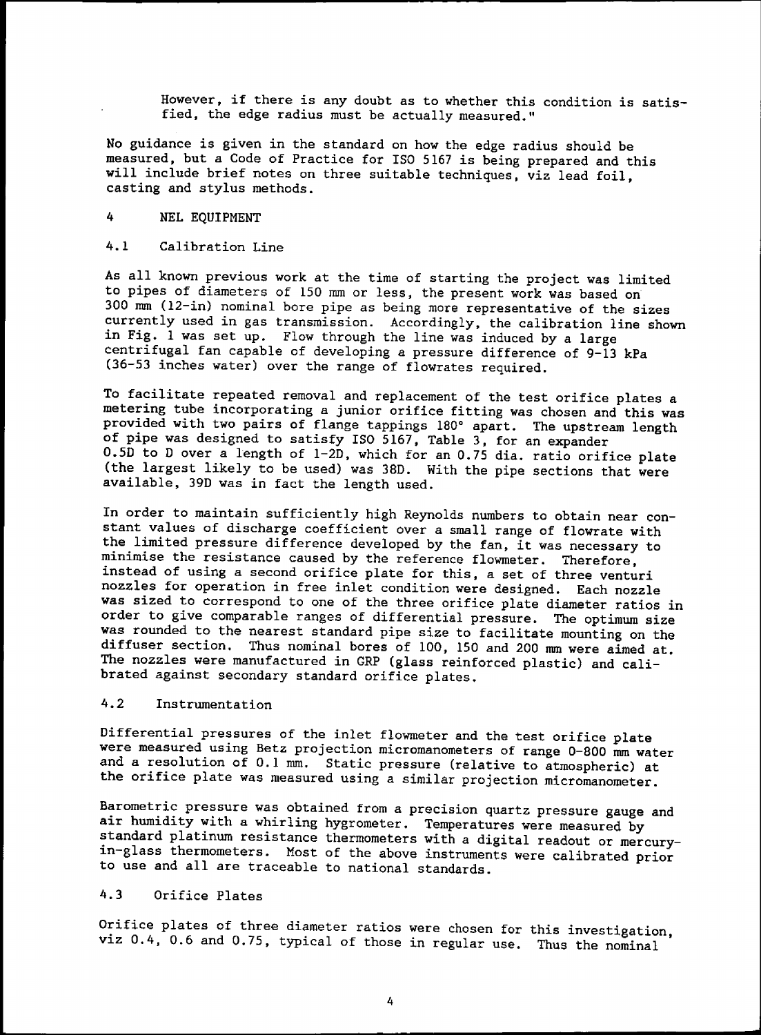However, if there is any doubt as to whether this condition is satisfied, the edge radius must be actually measured."

No guidance is given in the standard on how the edge radius should be measured, but a Code of Practice for ISO 5167 is being prepared and this will include brief notes on three suitable techniques, viz lead foil, casting and stylus methods.

## 4 NEL EQUIPMENT

### 4.1 Calibration Line

As all known previous work at the time of starting the project was limited to pipes of diameters of 150 mm or less, the present work was based on 300 mm (12-in) nominal bore pipe as being more representative of the sizes currently used in gas transmission. Accordingly, the calibration line shown in Fig. 1 was set up. Flow through the line was induced by a large centrifugal fan capable of developing a pressure difference of 9-13 kPa (36-53 inches water) over the range of flowrates required.

To facilitate repeated removal and replacement of the test orifice plates a metering tube incorporating a junior orifice fitting was chosen and this was provided with two pairs of flange tappings 180° apart. The upstream length of pipe was designed to satisfy ISO 5167, Table 3, for an expander 0.5D to D over a length of 1-2D, which for an 0.75 dia. ratio orifice plate (the largest likely to be used) was 38D. With the pipe sections that were available, 39D was in fact the length used.

In order to maintain sufficiently high Reynolds numbers to obtain near constant values of discharge coefficient over a small range of flowrate with the limited pressure difference developed by the fan, it was necessary to minimise the resistance caused by the reference flowmeter. Therefore, instead of using a second orifice plate for this, a set of three venturi nozzles for operation in free inlet condition were designed. Each nozzle was sized to correspond to one of the three orifice plate diameter ratios in order to give comparable ranges of differential pressure. The optimum size was rounded to the nearest standard pipe size to facilitate mounting on the diffuser section. Thus nominal bores of 100, 150 and 200 mm were aimed at. The nozzles were manufactured in GRP (glass reinforced plastic) and calibrated against secondary standard orifice plates.

### 4.2 Instrumentation

Differential pressures of the inlet flowmeter and the test orifice plate were measured using Betz projection micromanometers of range 0-800 mm water and a resolution of 0.1 mm. Static pressure (relative to atmospheric) at the orifice plate was measured using a similar projection micromanometer.

Barometric pressure was obtained from a precision quartz pressure gauge and air humidity with a whirling hygrometer. Temperatures were measured by standard platinum resistance thermometers with a digital readout or mercury-in-glass thermometers. Most of the above instruments were calibrated prior to use and all are traceable to national standards.

### 4.3 Orifice Plates

Orifice plates of three diameter ratios were chosen for this investigation, viz 0.4, 0.6 and 0.75, typical of those in regular use. Thus the nominal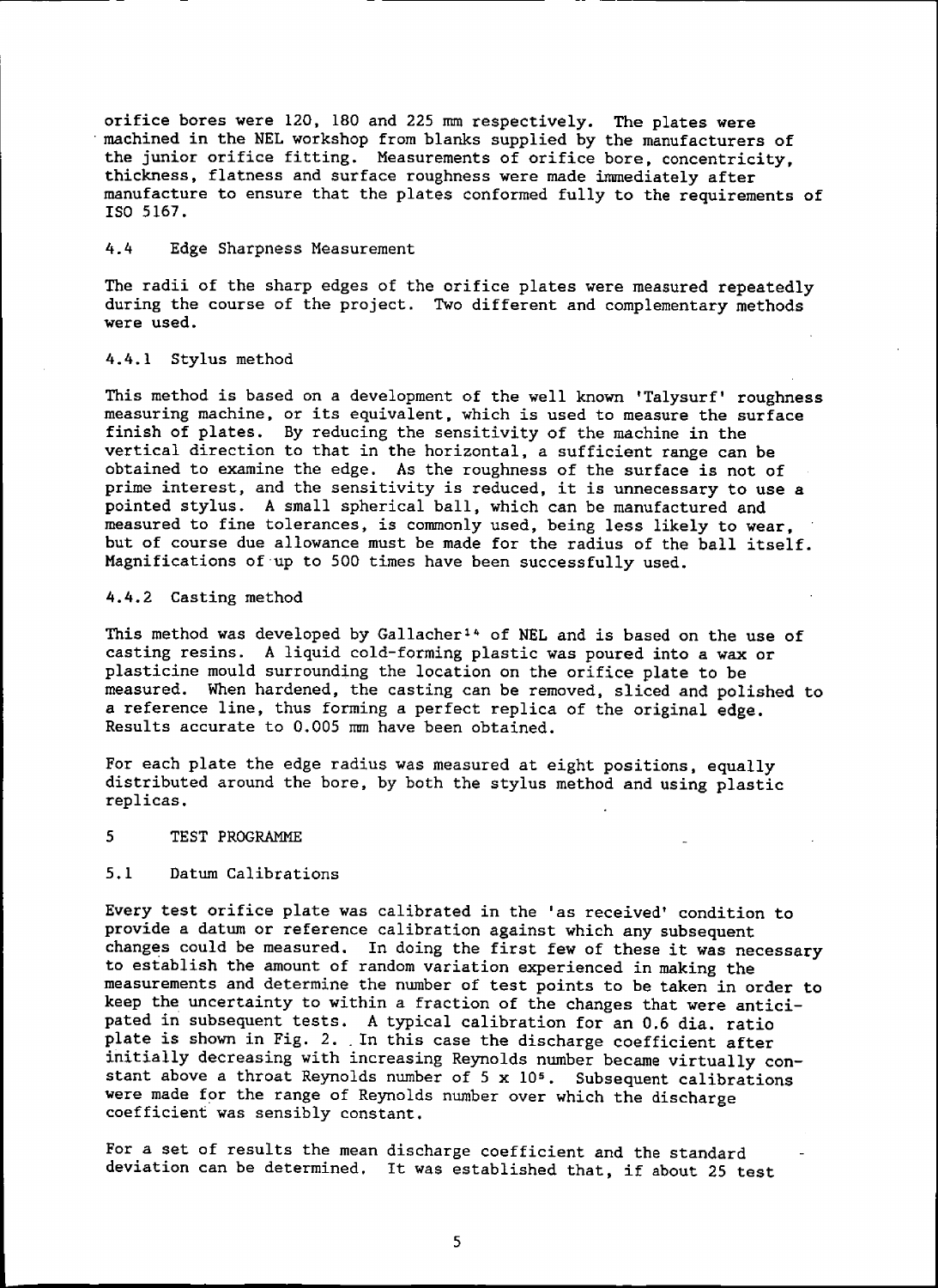orifice bores were 120, 180 and 225 mm respectively. The plates were machined in the NEL workshop from blanks supplied by the manufacturers of the junior orifice fitting. Measurements of orifice bore, concentricity, thickness, flatness and surface roughness were made immediately after manufacture to ensure that the plates conformed fully to the requirements of ISO 5167.

### 4.4 Edge Sharpness Measurement

The radii of the sharp edges of the orifice plates were measured repeatedly during the course of the project. Two different and complementary methods were used.

#### 4.4.1 Stylus method

This method is based on a development of the well known 'Talysurf' roughness measuring machine, or its equivalent, which is used to measure the surface finish of plates. By reducing the sensitivity of the machine in the vertical direction to that in the horizontal, a sufficient range can be obtained to examine the edge. As the roughness of the surface is not of prime interest, and the sensitivity is reduced, it is unnecessary to use a pointed stylus. A small spherical ball, which can be manufactured and measured to fine tolerances, is commonly used, being less likely to wear, but of course due allowance must be made for the radius of the ball itself. Magnifications of up to 500 times have been successfully used.

#### 4.4.2 Casting method

This method was developed by Gallacher[14] of NEL and is based on the use of casting resins. A liquid cold-forming plastic was poured into a wax or plasticine mould surrounding the location on the orifice plate to be measured. When hardened, the casting can be removed, sliced and polished to a reference line, thus forming a perfect replica of the original edge. Results accurate to 0.005 mm have been obtained.

For each plate the edge radius was measured at eight positions, equally distributed around the bore, by both the stylus method and using plastic replicas.

## 5 TEST PROGRAMME

### 5.1 Datum Calibrations

Every test orifice plate was calibrated in the 'as received' condition to provide a datum or reference calibration against which any subsequent changes could be measured. In doing the first few of these it was necessary to establish the amount of random variation experienced in making the measurements and determine the number of test points to be taken in order to keep the uncertainty to within a fraction of the changes that were anticipated in subsequent tests. A typical calibration for an 0.6 dia. ratio plate is shown in Fig. 2. In this case the discharge coefficient after initially decreasing with increasing Reynolds number became virtually constant above a throat Reynolds number of $5 \times 10^5$. Subsequent calibrations were made for the range of Reynolds number over which the discharge coefficient was sensibly constant.

For a set of results the mean discharge coefficient and the standard deviation can be determined. It was established that, if about 25 test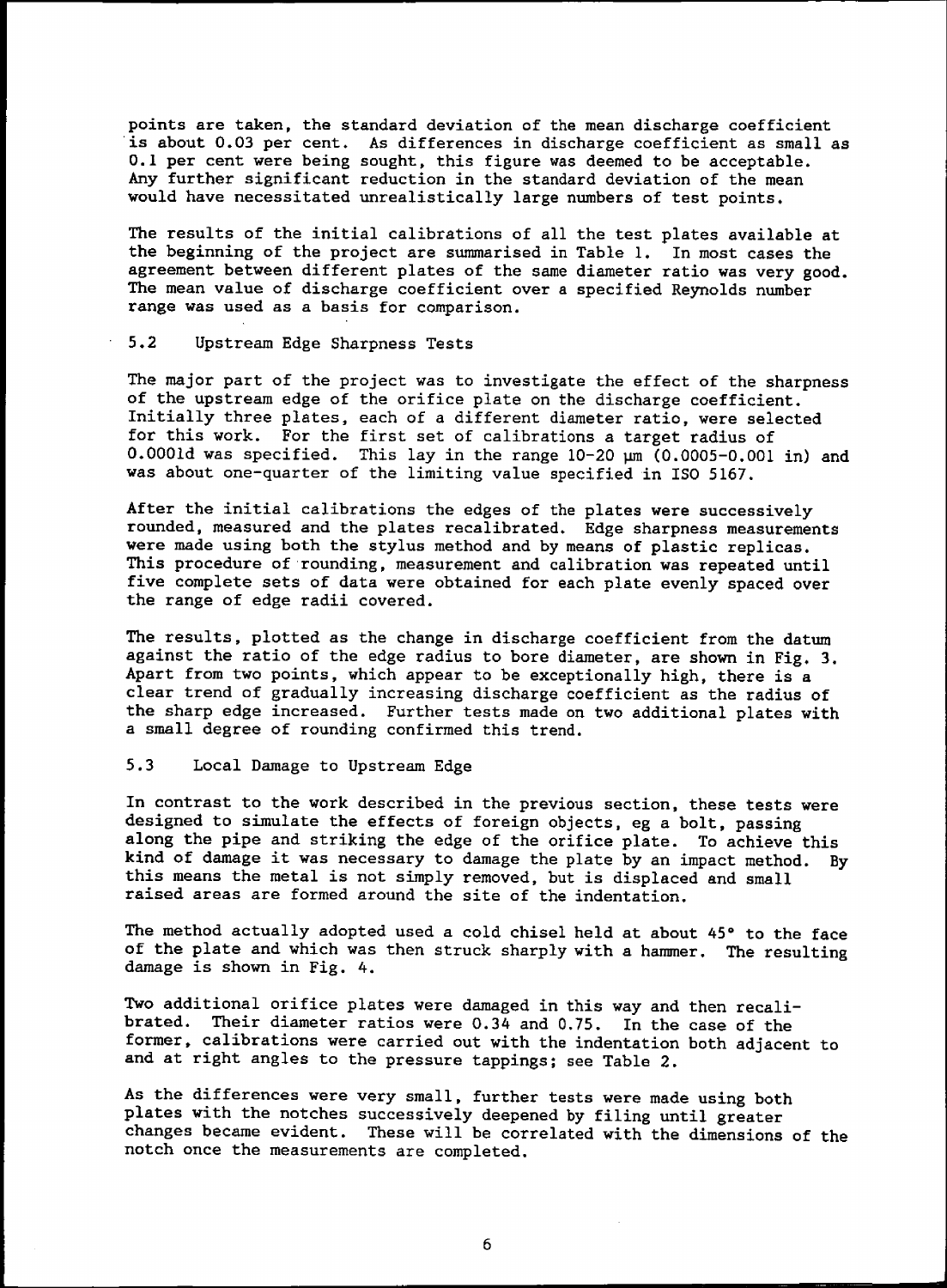points are taken, the standard deviation of the mean discharge coefficient is about 0.03 per cent. As differences in discharge coefficient as small as 0.1 per cent were being sought, this figure was deemed to be acceptable. Any further significant reduction in the standard deviation of the mean would have necessitated unrealistically large numbers of test points.

The results of the initial calibrations of all the test plates available at the beginning of the project are summarised in Table 1. In most cases the agreement between different plates of the same diameter ratio was very good. The mean value of discharge coefficient over a specified Reynolds number range was used as a basis for comparison.

### 5.2 Upstream Edge Sharpness Tests

The major part of the project was to investigate the effect of the sharpness of the upstream edge of the orifice plate on the discharge coefficient. Initially three plates, each of a different diameter ratio, were selected for this work. For the first set of calibrations a target radius of 0.0001d was specified. This lay in the range 10-20 µm (0.0005-0.001 in) and was about one-quarter of the limiting value specified in ISO 5167.

After the initial calibrations the edges of the plates were successively rounded, measured and the plates recalibrated. Edge sharpness measurements were made using both the stylus method and by means of plastic replicas. This procedure of rounding, measurement and calibration was repeated until five complete sets of data were obtained for each plate evenly spaced over the range of edge radii covered.

The results, plotted as the change in discharge coefficient from the datum against the ratio of the edge radius to bore diameter, are shown in Fig. 3. Apart from two points, which appear to be exceptionally high, there is a clear trend of gradually increasing discharge coefficient as the radius of the sharp edge increased. Further tests made on two additional plates with a small degree of rounding confirmed this trend.

### 5.3 Local Damage to Upstream Edge

In contrast to the work described in the previous section, these tests were designed to simulate the effects of foreign objects, eg a bolt, passing along the pipe and striking the edge of the orifice plate. To achieve this kind of damage it was necessary to damage the plate by an impact method. By this means the metal is not simply removed, but is displaced and small raised areas are formed around the site of the indentation.

The method actually adopted used a cold chisel held at about 45° to the face of the plate and which was then struck sharply with a hammer. The resulting damage is shown in Fig. 4.

Two additional orifice plates were damaged in this way and then recalibrated. Their diameter ratios were 0.34 and 0.75. In the case of the former, calibrations were carried out with the indentation both adjacent to and at right angles to the pressure tappings; see Table 2.

As the differences were very small, further tests were made using both plates with the notches successively deepened by filing until greater changes became evident. These will be correlated with the dimensions of the notch once the measurements are completed.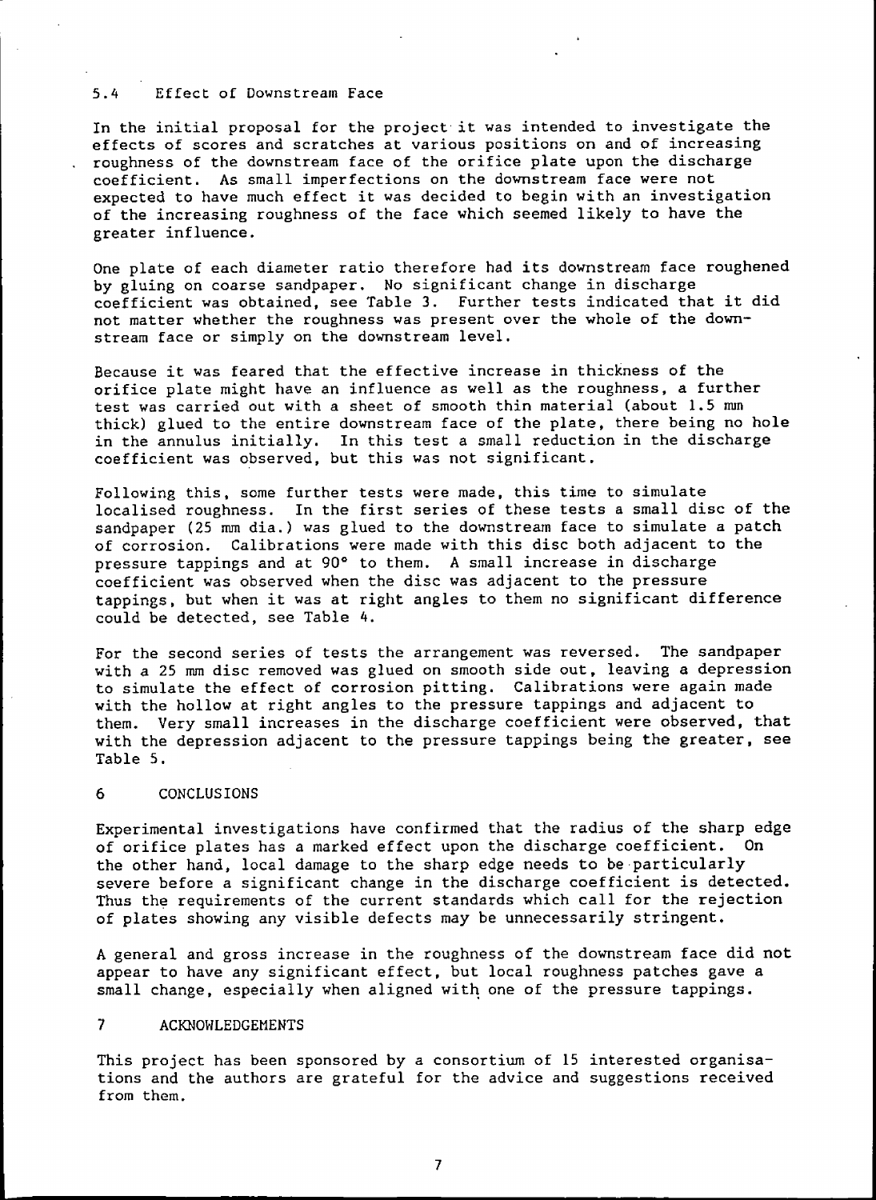### 5.4 Effect of Downstream Face

In the initial proposal for the project it was intended to investigate the effects of scores and scratches at various positions on and of increasing roughness of the downstream face of the orifice plate upon the discharge coefficient. As small imperfections on the downstream face were not expected to have much effect it was decided to begin with an investigation of the increasing roughness of the face which seemed likely to have the greater influence.

One plate of each diameter ratio therefore had its downstream face roughened by gluing on coarse sandpaper. No significant change in discharge coefficient was obtained, see Table 3. Further tests indicated that it did not matter whether the roughness was present over the whole of the downstream face or simply on the downstream level.

Because it was feared that the effective increase in thickness of the orifice plate might have an influence as well as the roughness, a further test was carried out with a sheet of smooth thin material (about 1.5 mm thick) glued to the entire downstream face of the plate, there being no hole in the annulus initially. In this test a small reduction in the discharge coefficient was observed, but this was not significant.

Following this, some further tests were made, this time to simulate localised roughness. In the first series of these tests a small disc of the sandpaper (25 mm dia.) was glued to the downstream face to simulate a patch of corrosion. Calibrations were made with this disc both adjacent to the pressure tappings and at 90° to them. A small increase in discharge coefficient was observed when the disc was adjacent to the pressure tappings, but when it was at right angles to them no significant difference could be detected, see Table 4.

For the second series of tests the arrangement was reversed. The sandpaper with a 25 mm disc removed was glued on smooth side out, leaving a depression to simulate the effect of corrosion pitting. Calibrations were again made with the hollow at right angles to the pressure tappings and adjacent to them. Very small increases in the discharge coefficient were observed, that with the depression adjacent to the pressure tappings being the greater, see Table 5.

## 6 CONCLUSIONS

Experimental investigations have confirmed that the radius of the sharp edge of orifice plates has a marked effect upon the discharge coefficient. On the other hand, local damage to the sharp edge needs to be particularly severe before a significant change in the discharge coefficient is detected. Thus the requirements of the current standards which call for the rejection of plates showing any visible defects may be unnecessarily stringent.

A general and gross increase in the roughness of the downstream face did not appear to have any significant effect, but local roughness patches gave a small change, especially when aligned with one of the pressure tappings.

## 7 ACKNOWLEDGEMENTS

This project has been sponsored by a consortium of 15 interested organisations and the authors are grateful for the advice and suggestions received from them.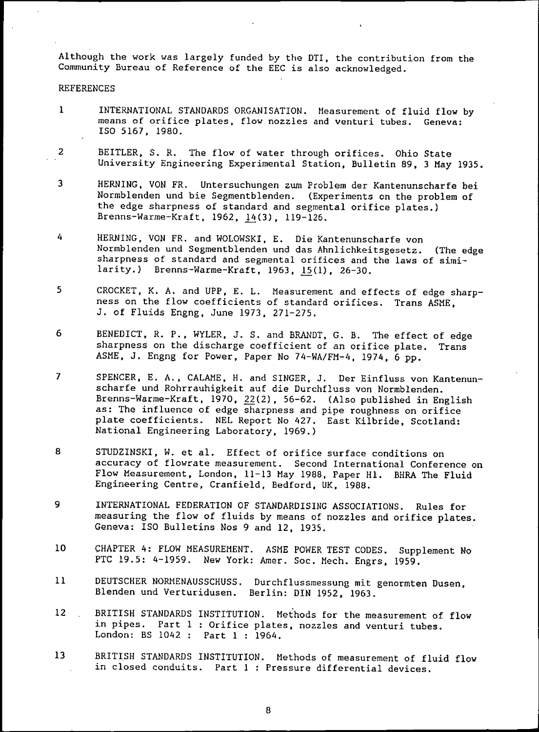Although the work was largely funded by the DTI, the contribution from the Community Bureau of Reference of the EEC is also acknowledged.

REFERENCES

1. INTERNATIONAL STANDARDS ORGANISATION. Measurement of fluid flow by means of orifice plates, flow nozzles and venturi tubes. Geneva: ISO 5167, 1980.

2. BEITLER, S. R. The flow of water through orifices. Ohio State University Engineering Experimental Station, Bulletin 89, 3 May 1935.

3. HERNING, VON FR. Untersuchungen zum Problem der Kantenunscharfe bei Normblenden und bie Segmentblenden. (Experiments on the problem of the edge sharpness of standard and segmental orifice plates.) Brenns-Warme-Kraft, 1962, 14(3), 119-126.

4. HERNING, VON FR. and WOLOWSKI, E. Die Kantenunscharfe von Normblenden und Segmentblenden und das Ahnlichkeitsgesetz. (The edge sharpness of standard and segmental orifices and the laws of similarity.) Brenns-Warme-Kraft, 1963, 15(1), 26-30.

5. CROCKET, K. A. and UPP, E. L. Measurement and effects of edge sharpness on the flow coefficients of standard orifices. Trans ASME, J. of Fluids Engng, June 1973, 271-275.

6. BENEDICT, R. P., WYLER, J. S. and BRANDT, G. B. The effect of edge sharpness on the discharge coefficient of an orifice plate. Trans ASME, J. Engng for Power, Paper No 74-WA/FM-4, 1974, 6 pp.

7. SPENCER, E. A., CALAME, H. and SINGER, J. Der Einfluss von Kantenunscharfe und Rohrrauhigkeit auf die Durchfluss von Normblenden. Brenns-Warme-Kraft, 1970, 22(2), 56-62. (Also published in English as: The influence of edge sharpness and pipe roughness on orifice plate coefficients. NEL Report No 427. East Kilbride, Scotland: National Engineering Laboratory, 1969.)

8. STUDZINSKI, W. et al. Effect of orifice surface conditions on accuracy of flowrate measurement. Second International Conference on Flow Measurement, London, 11-13 May 1988, Paper H1. BHRA The Fluid Engineering Centre, Cranfield, Bedford, UK, 1988.

9. INTERNATIONAL FEDERATION OF STANDARDISING ASSOCIATIONS. Rules for measuring the flow of fluids by means of nozzles and orifice plates. Geneva: ISO Bulletins Nos 9 and 12, 1935.

10. CHAPTER 4: FLOW MEASUREMENT. ASME POWER TEST CODES. Supplement No PTC 19.5: 4-1959. New York: Amer. Soc. Mech. Engrs, 1959.

11. DEUTSCHER NORMENAUSSCHUSS. Durchflussmessung mit genormten Dusen, Blenden und Verturidusen. Berlin: DIN 1952, 1963.

12. BRITISH STANDARDS INSTITUTION. Methods for the measurement of flow in pipes. Part 1 : Orifice plates, nozzles and venturi tubes. London: BS 1042 : Part 1 : 1964.

13. BRITISH STANDARDS INSTITUTION. Methods of measurement of fluid flow in closed conduits. Part 1 : Pressure differential devices.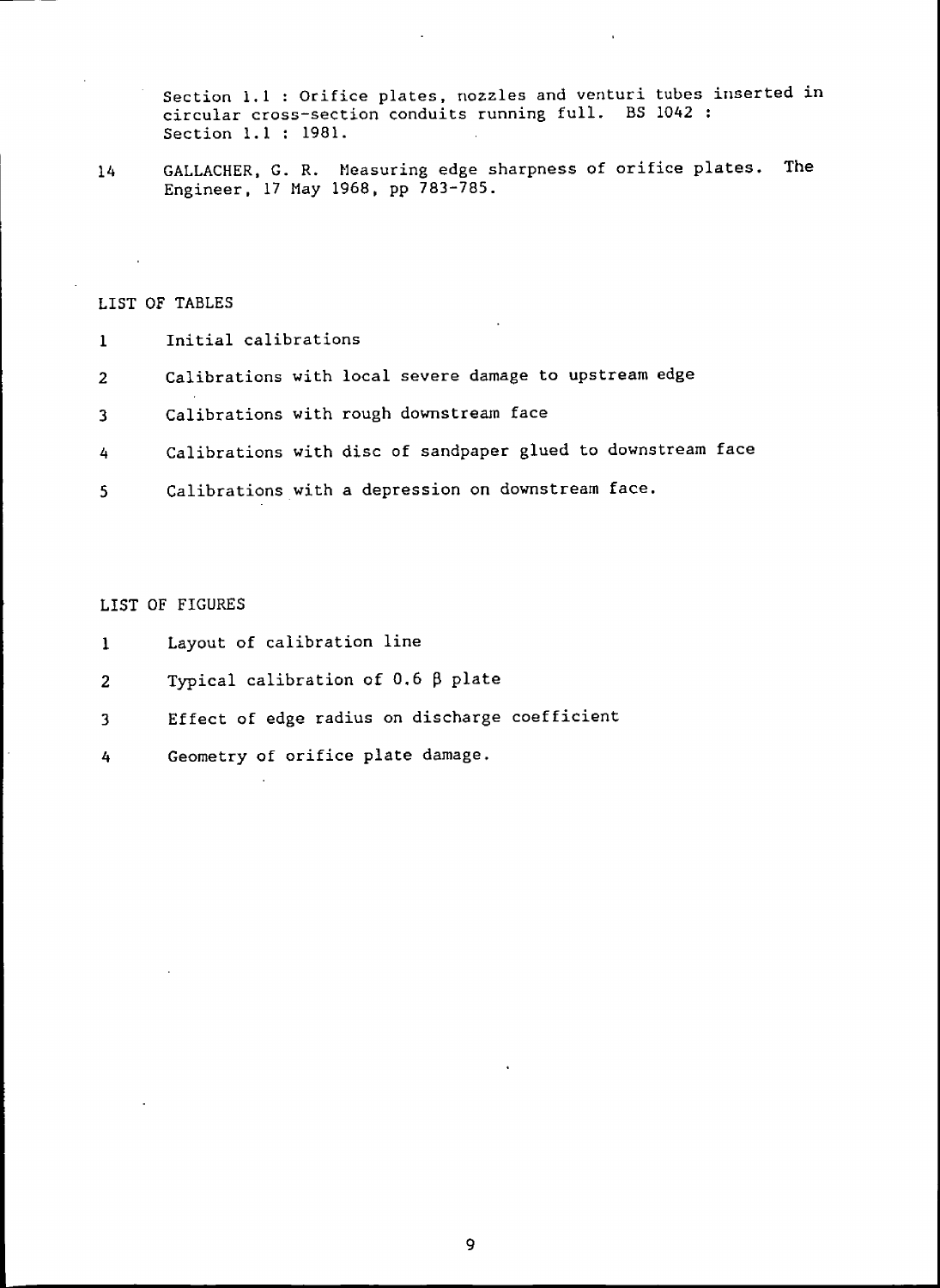Section 1.1 : Orifice plates, nozzles and venturi tubes inserted in circular cross-section conduits running full. BS 1042 : Section 1.1 : 1981.

14 GALLACHER, G. R. Measuring edge sharpness of orifice plates. The Engineer, 17 May 1968, pp 783-785.

## LIST OF TABLES

1 Initial calibrations

2 Calibrations with local severe damage to upstream edge

3 Calibrations with rough downstream face

4 Calibrations with disc of sandpaper glued to downstream face

5 Calibrations with a depression on downstream face.

## LIST OF FIGURES

1 Layout of calibration line

2 Typical calibration of 0.6 $\beta$ plate

3 Effect of edge radius on discharge coefficient

4 Geometry of orifice plate damage.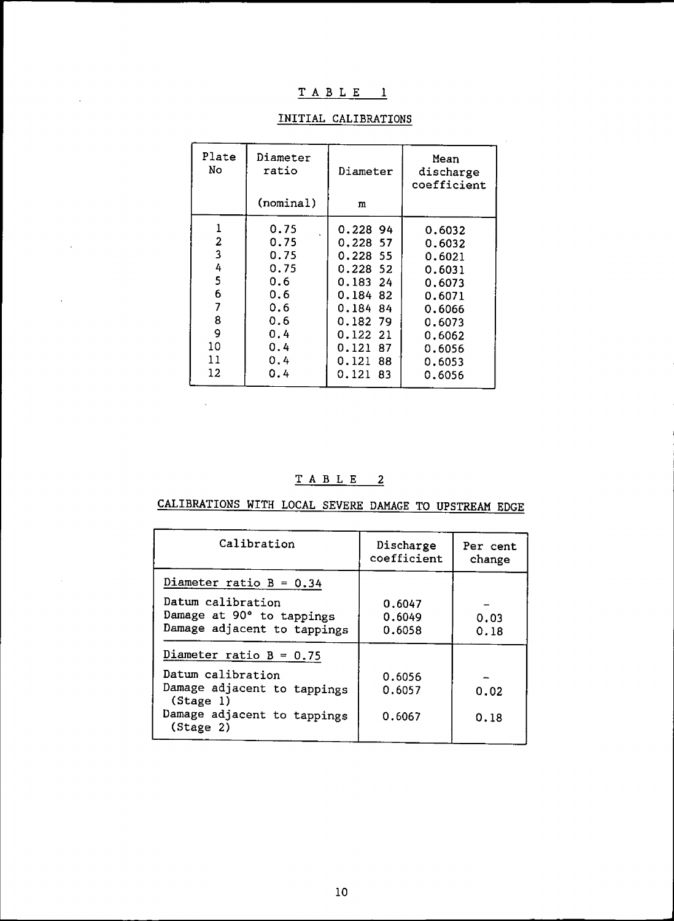## TABLE 1

### INITIAL CALIBRATIONS

| Plate No | Diameter ratio (nominal) | Diameter m | Mean discharge coefficient |
|---|---|---|---|
| 1 | 0.75 | 0.228 94 | 0.6032 |
| 2 | 0.75 | 0.228 57 | 0.6032 |
| 3 | 0.75 | 0.228 55 | 0.6021 |
| 4 | 0.75 | 0.228 52 | 0.6031 |
| 5 | 0.6 | 0.183 24 | 0.6073 |
| 6 | 0.6 | 0.184 82 | 0.6071 |
| 7 | 0.6 | 0.184 84 | 0.6066 |
| 8 | 0.6 | 0.182 79 | 0.6073 |
| 9 | 0.4 | 0.122 21 | 0.6062 |
| 10 | 0.4 | 0.121 87 | 0.6056 |
| 11 | 0.4 | 0.121 88 | 0.6053 |
| 12 | 0.4 | 0.121 83 | 0.6056 |

## TABLE 2

### CALIBRATIONS WITH LOCAL SEVERE DAMAGE TO UPSTREAM EDGE

| Calibration | Discharge coefficient | Per cent change |
|---|---|---|
| Diameter ratio B = 0.34 | | |
| Datum calibration | 0.6047 | – |
| Damage at 90° to tappings | 0.6049 | 0.03 |
| Damage adjacent to tappings | 0.6058 | 0.18 |
| Diameter ratio B = 0.75 | | |
| Datum calibration | 0.6056 | – |
| Damage adjacent to tappings (Stage 1) | 0.6057 | 0.02 |
| Damage adjacent to tappings (Stage 2) | 0.6067 | 0.18 |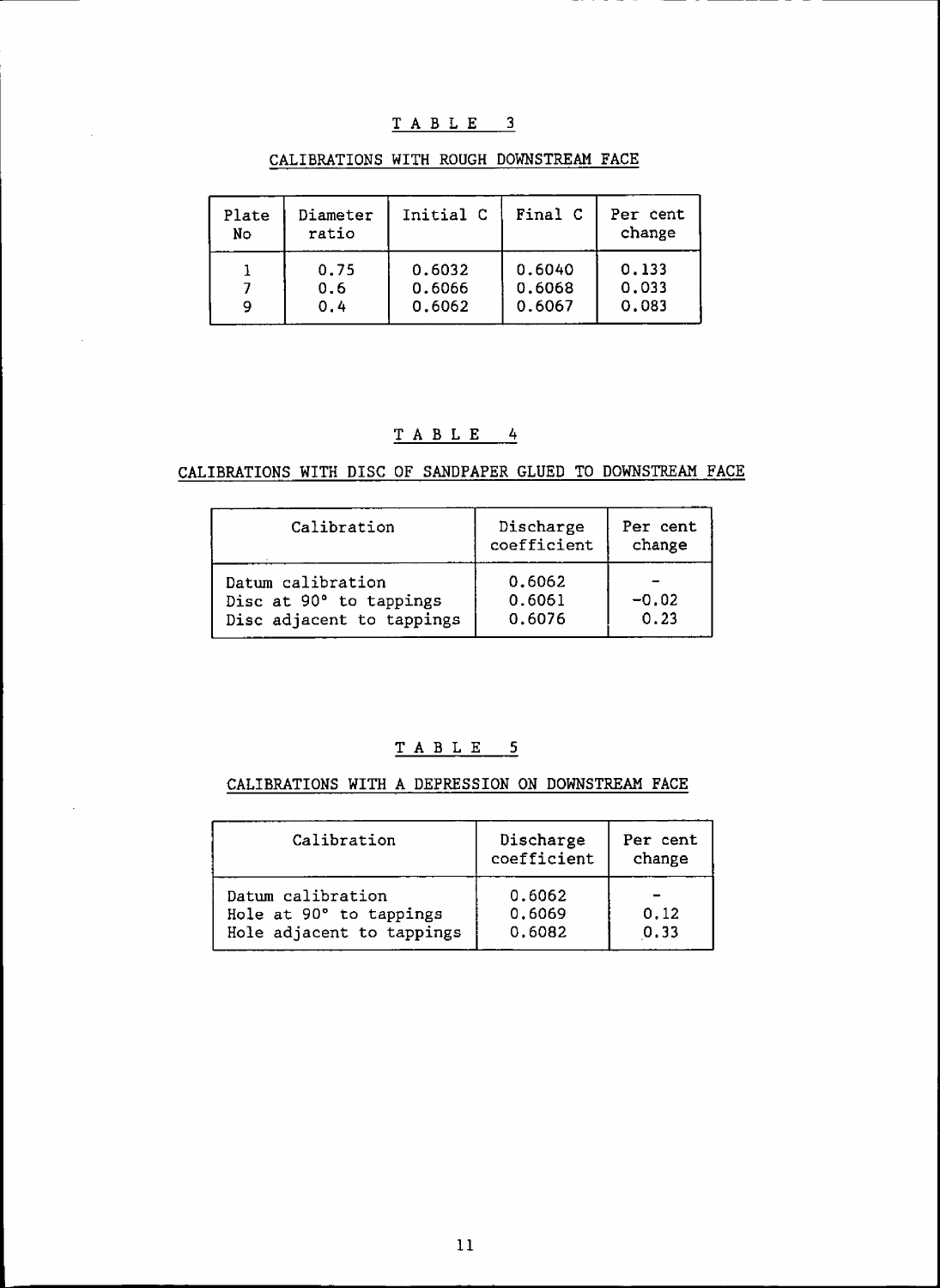## TABLE 3

### CALIBRATIONS WITH ROUGH DOWNSTREAM FACE

| Plate No | Diameter ratio | Initial C | Final C | Per cent change |
|---|---|---|---|---|
| 1 | 0.75 | 0.6032 | 0.6040 | 0.133 |
| 7 | 0.6 | 0.6066 | 0.6068 | 0.033 |
| 9 | 0.4 | 0.6062 | 0.6067 | 0.083 |

## TABLE 4

### CALIBRATIONS WITH DISC OF SANDPAPER GLUED TO DOWNSTREAM FACE

| Calibration | Discharge coefficient | Per cent change |
|---|---|---|
| Datum calibration | 0.6062 | - |
| Disc at 90° to tappings | 0.6061 | -0.02 |
| Disc adjacent to tappings | 0.6076 | 0.23 |

## TABLE 5

### CALIBRATIONS WITH A DEPRESSION ON DOWNSTREAM FACE

| Calibration | Discharge coefficient | Per cent change |
|---|---|---|
| Datum calibration | 0.6062 | - |
| Hole at 90° to tappings | 0.6069 | 0.12 |
| Hole adjacent to tappings | 0.6082 | 0.33 |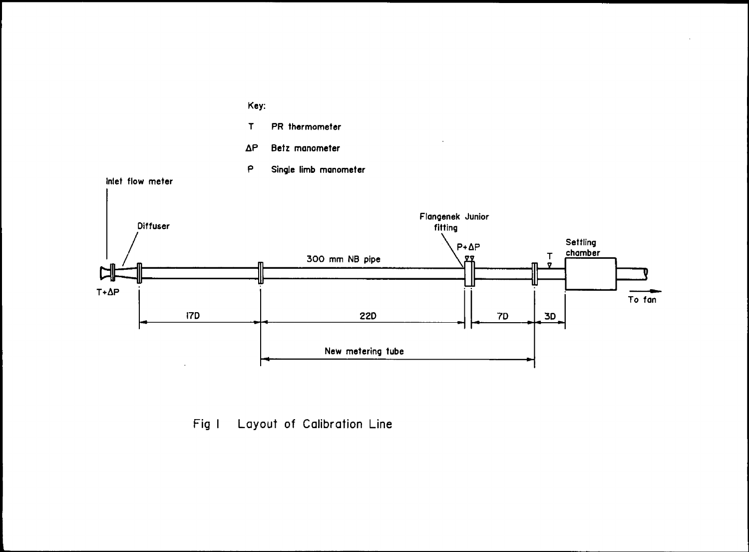Key:

T PR thermometer

ΔP Betz manometer

P Single limb manometer

Inlet flow meter

Diffuser

Flangenek Junior fitting

P+ΔP

300 mm NB pipe

T

Settling chamber

T+ΔP

To fan

17D

22D

7D

3D

New metering tube

Fig 1 Layout of Calibration Line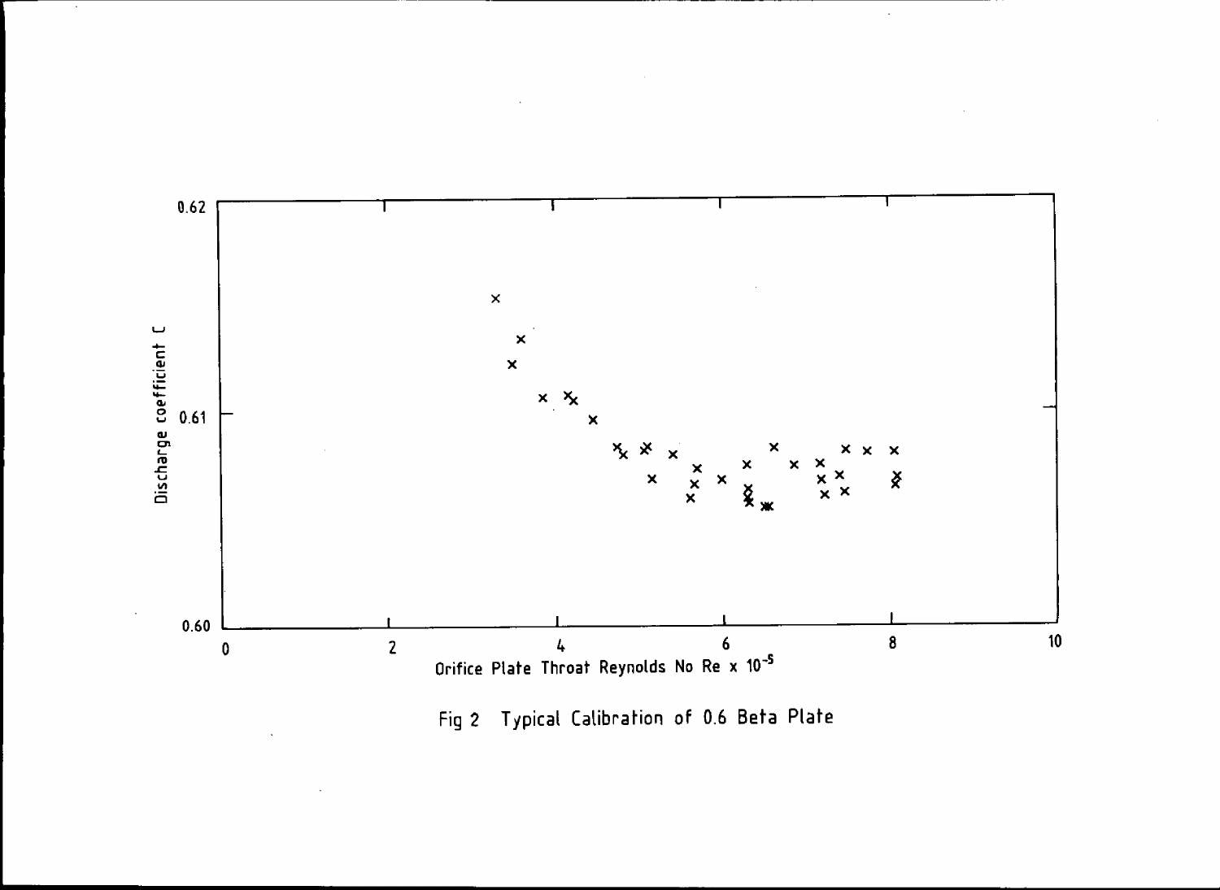Fig 2 Typical Calibration of 0.6 Beta Plate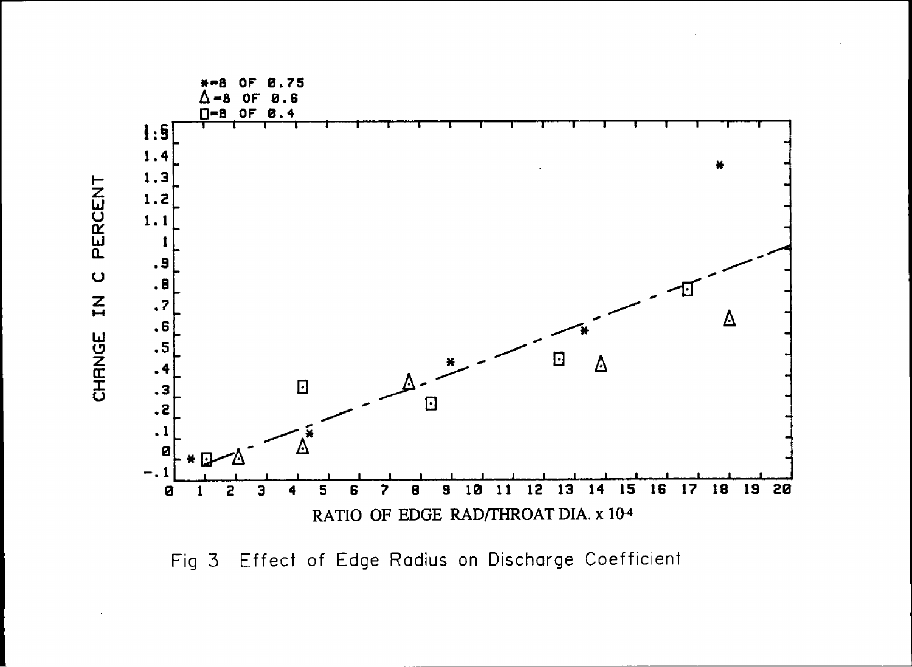*=B OF 0.75
Δ=B OF 0.6
□=B OF 0.4

CHANGE IN C PERCENT

RATIO OF EDGE RAD/THROAT DIA. x $10^{-4}$

Fig 3 Effect of Edge Radius on Discharge Coefficient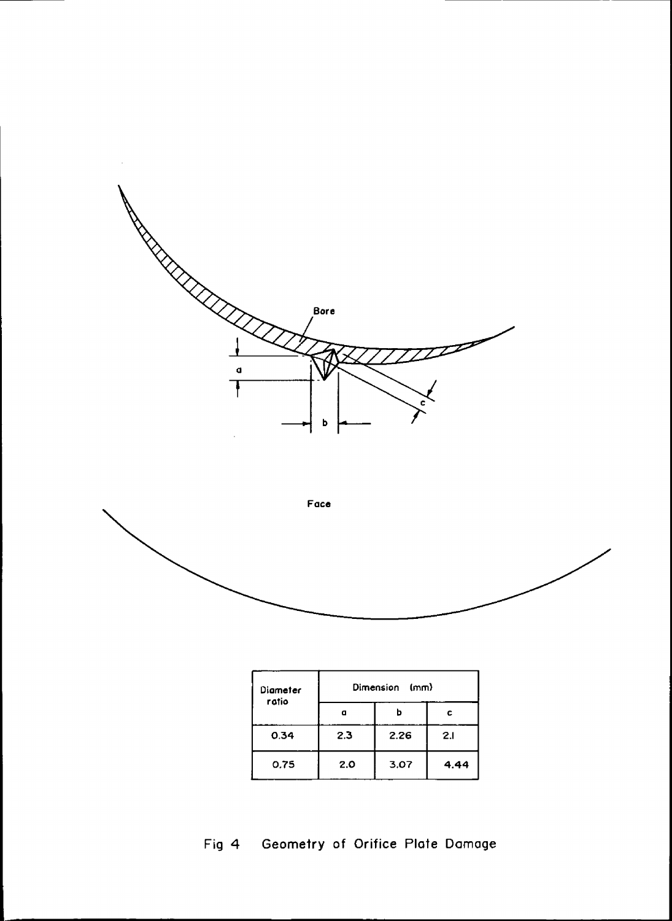Bore

a

b

c

Face

| Diameter ratio | Dimension (mm) | | |
|---|---|---|---|
| | a | b | c |
| 0.34 | 2.3 | 2.26 | 2.1 |
| 0.75 | 2.0 | 3.07 | 4.44 |

Fig 4 Geometry of Orifice Plate Damage